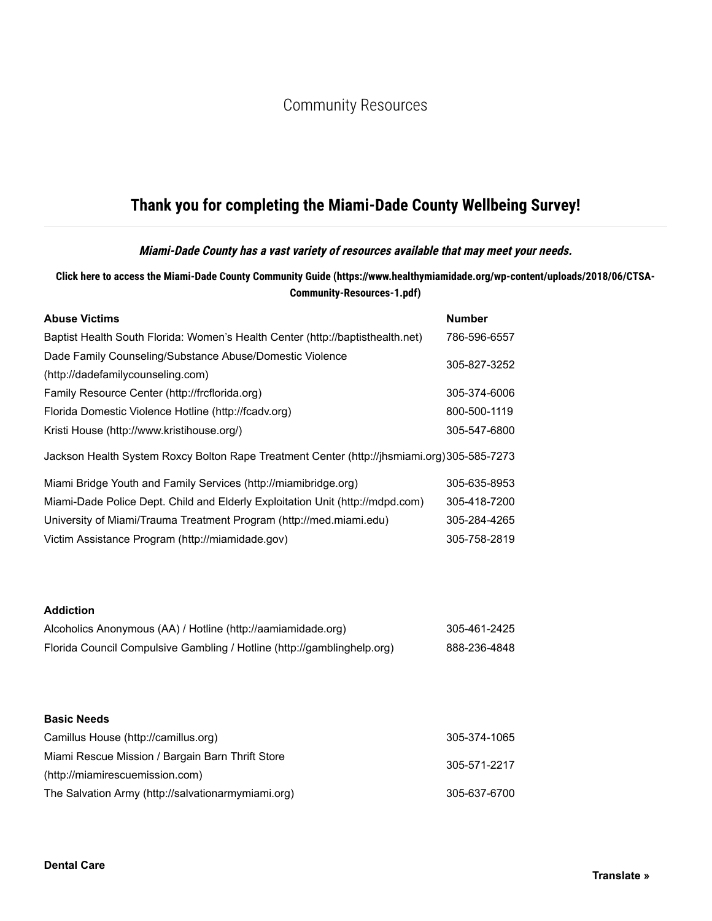# Community Resources

## Thank you for completing the Miami-Dade County Wellbeing Survey!

***Miami-Dade County has a vast variety of resources available that may meet your needs.***

**Click here to access the Miami-Dade County Community Guide (https://www.healthymiamidade.org/wp-content/uploads/2018/06/CTSA-Community-Resources-1.pdf)**

| Abuse Victims | Number |
| --- | --- |
| Baptist Health South Florida: Women's Health Center (http://baptisthealth.net) | 786-596-6557 |
| Dade Family Counseling/Substance Abuse/Domestic Violence (http://dadefamilycounseling.com) | 305-827-3252 |
| Family Resource Center (http://frcflorida.org) | 305-374-6006 |
| Florida Domestic Violence Hotline (http://fcadv.org) | 800-500-1119 |
| Kristi House (http://www.kristihouse.org/) | 305-547-6800 |
| Jackson Health System Roxcy Bolton Rape Treatment Center (http://jhsmiami.org) | 305-585-7273 |
| Miami Bridge Youth and Family Services (http://miamibridge.org) | 305-635-8953 |
| Miami-Dade Police Dept. Child and Elderly Exploitation Unit (http://mdpd.com) | 305-418-7200 |
| University of Miami/Trauma Treatment Program (http://med.miami.edu) | 305-284-4265 |
| Victim Assistance Program (http://miamidade.gov) | 305-758-2819 |

| Addiction | |
| --- | --- |
| Alcoholics Anonymous (AA) / Hotline (http://aamiamidade.org) | 305-461-2425 |
| Florida Council Compulsive Gambling / Hotline (http://gamblinghelp.org) | 888-236-4848 |

| Basic Needs | |
| --- | --- |
| Camillus House (http://camillus.org) | 305-374-1065 |
| Miami Rescue Mission / Bargain Barn Thrift Store (http://miamirescuemission.com) | 305-571-2217 |
| The Salvation Army (http://salvationarmymiami.org) | 305-637-6700 |

**Dental Care**

**Translate »**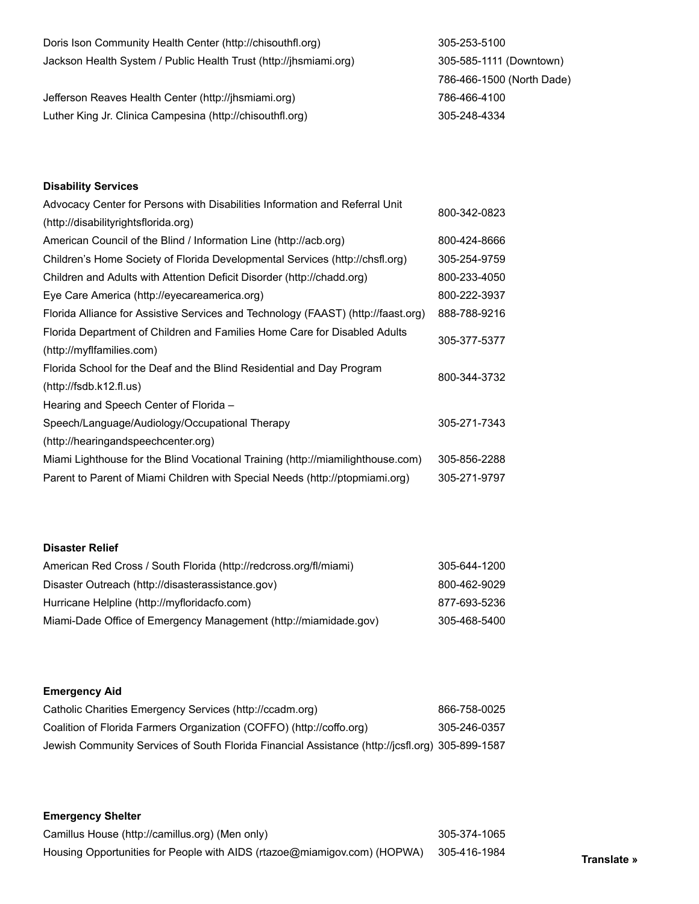| | |
|---|---|
| Doris Ison Community Health Center (http://chisouthfl.org) | 305-253-5100 |
| Jackson Health System / Public Health Trust (http://jhsmiami.org) | 305-585-1111 (Downtown) |
| | 786-466-1500 (North Dade) |
| Jefferson Reaves Health Center (http://jhsmiami.org) | 786-466-4100 |
| Luther King Jr. Clinica Campesina (http://chisouthfl.org) | 305-248-4334 |

**Disability Services**

| | |
|---|---|
| Advocacy Center for Persons with Disabilities Information and Referral Unit (http://disabilityrightsflorida.org) | 800-342-0823 |
| American Council of the Blind / Information Line (http://acb.org) | 800-424-8666 |
| Children's Home Society of Florida Developmental Services (http://chsfl.org) | 305-254-9759 |
| Children and Adults with Attention Deficit Disorder (http://chadd.org) | 800-233-4050 |
| Eye Care America (http://eyecareamerica.org) | 800-222-3937 |
| Florida Alliance for Assistive Services and Technology (FAAST) (http://faast.org) | 888-788-9216 |
| Florida Department of Children and Families Home Care for Disabled Adults (http://myflfamilies.com) | 305-377-5377 |
| Florida School for the Deaf and the Blind Residential and Day Program (http://fsdb.k12.fl.us) | 800-344-3732 |
| Hearing and Speech Center of Florida – Speech/Language/Audiology/Occupational Therapy (http://hearingandspeechcenter.org) | 305-271-7343 |
| Miami Lighthouse for the Blind Vocational Training (http://miamilighthouse.com) | 305-856-2288 |
| Parent to Parent of Miami Children with Special Needs (http://ptopmiami.org) | 305-271-9797 |

**Disaster Relief**

| | |
|---|---|
| American Red Cross / South Florida (http://redcross.org/fl/miami) | 305-644-1200 |
| Disaster Outreach (http://disasterassistance.gov) | 800-462-9029 |
| Hurricane Helpline (http://myfloridacfo.com) | 877-693-5236 |
| Miami-Dade Office of Emergency Management (http://miamidade.gov) | 305-468-5400 |

**Emergency Aid**

| | |
|---|---|
| Catholic Charities Emergency Services (http://ccadm.org) | 866-758-0025 |
| Coalition of Florida Farmers Organization (COFFO) (http://coffo.org) | 305-246-0357 |
| Jewish Community Services of South Florida Financial Assistance (http://jcsfl.org) | 305-899-1587 |

**Emergency Shelter**

| | |
|---|---|
| Camillus House (http://camillus.org) (Men only) | 305-374-1065 |
| Housing Opportunities for People with AIDS (rtazoe@miamigov.com) (HOPWA) | 305-416-1984 |

Translate »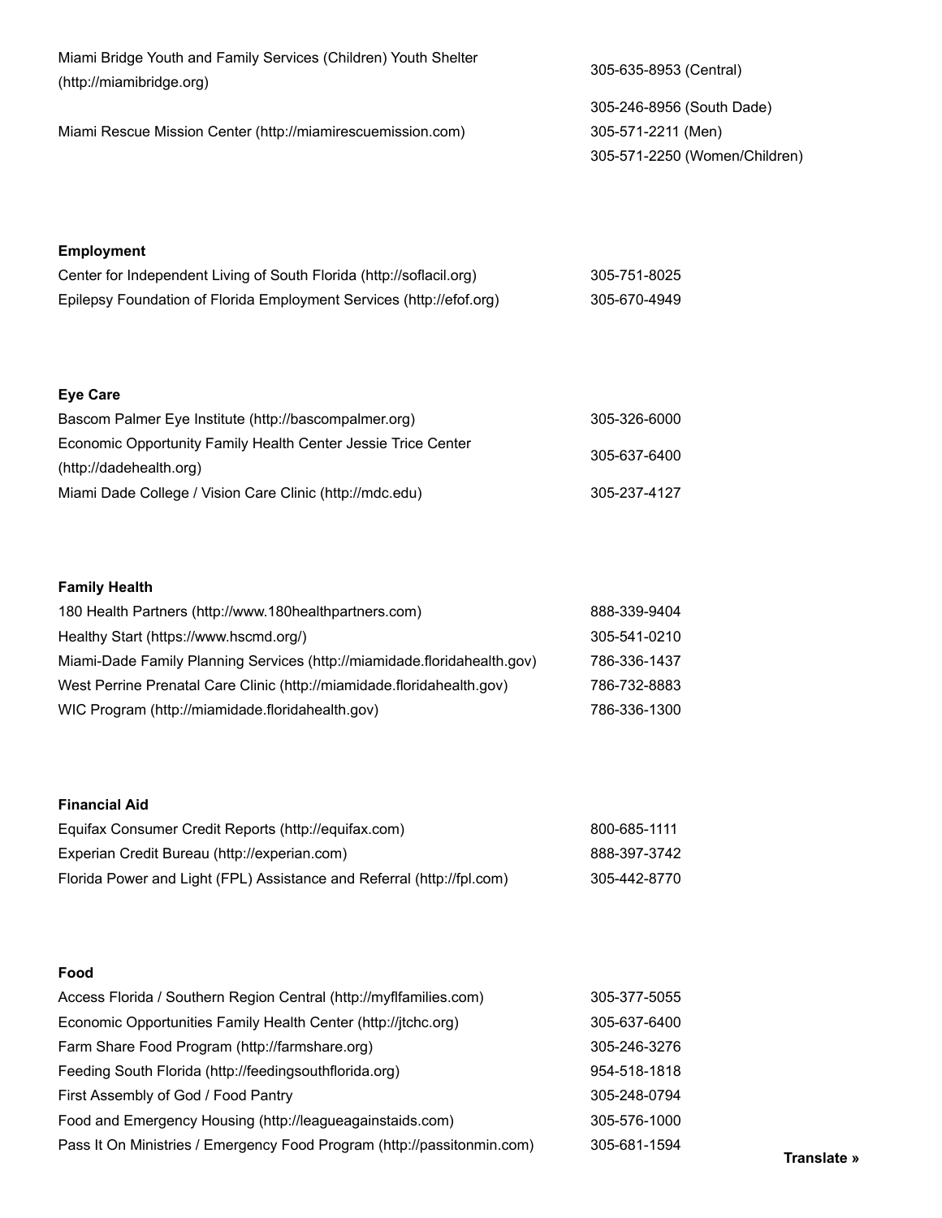| | |
|---|---|
| Miami Bridge Youth and Family Services (Children) Youth Shelter (http://miamibridge.org) | 305-635-8953 (Central) |
| | 305-246-8956 (South Dade) |
| Miami Rescue Mission Center (http://miamirescuemission.com) | 305-571-2211 (Men) |
| | 305-571-2250 (Women/Children) |

**Employment**

| | |
|---|---|
| Center for Independent Living of South Florida (http://soflacil.org) | 305-751-8025 |
| Epilepsy Foundation of Florida Employment Services (http://efof.org) | 305-670-4949 |

**Eye Care**

| | |
|---|---|
| Bascom Palmer Eye Institute (http://bascompalmer.org) | 305-326-6000 |
| Economic Opportunity Family Health Center Jessie Trice Center (http://dadehealth.org) | 305-637-6400 |
| Miami Dade College / Vision Care Clinic (http://mdc.edu) | 305-237-4127 |

**Family Health**

| | |
|---|---|
| 180 Health Partners (http://www.180healthpartners.com) | 888-339-9404 |
| Healthy Start (https://www.hscmd.org/) | 305-541-0210 |
| Miami-Dade Family Planning Services (http://miamidade.floridahealth.gov) | 786-336-1437 |
| West Perrine Prenatal Care Clinic (http://miamidade.floridahealth.gov) | 786-732-8883 |
| WIC Program (http://miamidade.floridahealth.gov) | 786-336-1300 |

**Financial Aid**

| | |
|---|---|
| Equifax Consumer Credit Reports (http://equifax.com) | 800-685-1111 |
| Experian Credit Bureau (http://experian.com) | 888-397-3742 |
| Florida Power and Light (FPL) Assistance and Referral (http://fpl.com) | 305-442-8770 |

**Food**

| | |
|---|---|
| Access Florida / Southern Region Central (http://myflfamilies.com) | 305-377-5055 |
| Economic Opportunities Family Health Center (http://jtchc.org) | 305-637-6400 |
| Farm Share Food Program (http://farmshare.org) | 305-246-3276 |
| Feeding South Florida (http://feedingsouthflorida.org) | 954-518-1818 |
| First Assembly of God / Food Pantry | 305-248-0794 |
| Food and Emergency Housing (http://leagueagainstaids.com) | 305-576-1000 |
| Pass It On Ministries / Emergency Food Program (http://passitonmin.com) | 305-681-1594 |

**Translate »**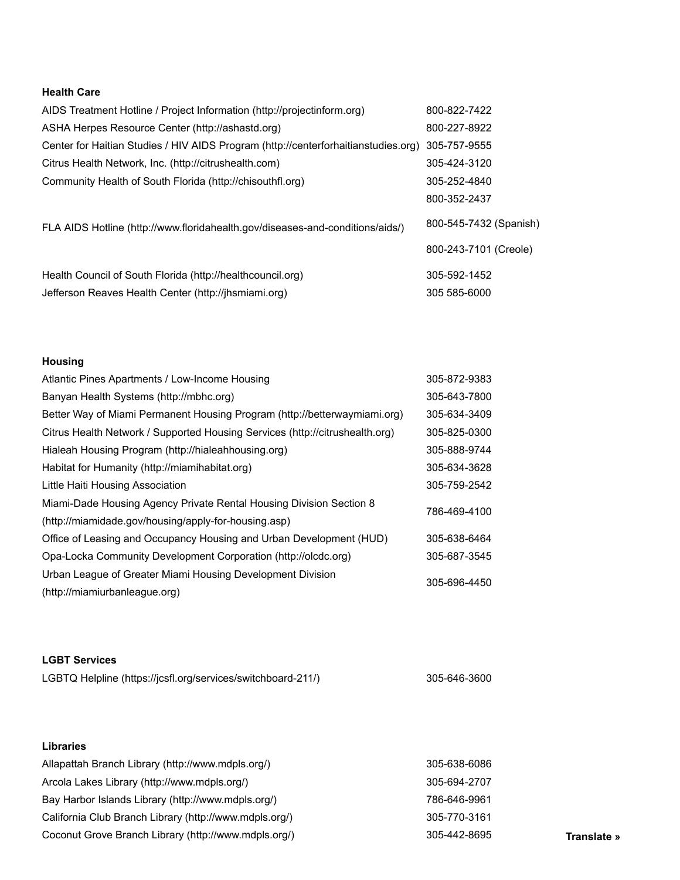**Health Care**

| | |
|---|---|
| AIDS Treatment Hotline / Project Information (http://projectinform.org) | 800-822-7422 |
| ASHA Herpes Resource Center (http://ashastd.org) | 800-227-8922 |
| Center for Haitian Studies / HIV AIDS Program (http://centerforhaitianstudies.org) | 305-757-9555 |
| Citrus Health Network, Inc. (http://citrushealth.com) | 305-424-3120 |
| Community Health of South Florida (http://chisouthfl.org) | 305-252-4840 |
| FLA AIDS Hotline (http://www.floridahealth.gov/diseases-and-conditions/aids/) | 800-352-2437<br>800-545-7432 (Spanish)<br>800-243-7101 (Creole) |
| Health Council of South Florida (http://healthcouncil.org) | 305-592-1452 |
| Jefferson Reaves Health Center (http://jhsmiami.org) | 305 585-6000 |

**Housing**

| | |
|---|---|
| Atlantic Pines Apartments / Low-Income Housing | 305-872-9383 |
| Banyan Health Systems (http://mbhc.org) | 305-643-7800 |
| Better Way of Miami Permanent Housing Program (http://betterwaymiami.org) | 305-634-3409 |
| Citrus Health Network / Supported Housing Services (http://citrushealth.org) | 305-825-0300 |
| Hialeah Housing Program (http://hialeahhousing.org) | 305-888-9744 |
| Habitat for Humanity (http://miamihabitat.org) | 305-634-3628 |
| Little Haiti Housing Association | 305-759-2542 |
| Miami-Dade Housing Agency Private Rental Housing Division Section 8 (http://miamidade.gov/housing/apply-for-housing.asp) | 786-469-4100 |
| Office of Leasing and Occupancy Housing and Urban Development (HUD) | 305-638-6464 |
| Opa-Locka Community Development Corporation (http://olcdc.org) | 305-687-3545 |
| Urban League of Greater Miami Housing Development Division (http://miamiurbanleague.org) | 305-696-4450 |

**LGBT Services**

| | |
|---|---|
| LGBTQ Helpline (https://jcsfl.org/services/switchboard-211/) | 305-646-3600 |

**Libraries**

| | |
|---|---|
| Allapattah Branch Library (http://www.mdpls.org/) | 305-638-6086 |
| Arcola Lakes Library (http://www.mdpls.org/) | 305-694-2707 |
| Bay Harbor Islands Library (http://www.mdpls.org/) | 786-646-9961 |
| California Club Branch Library (http://www.mdpls.org/) | 305-770-3161 |
| Coconut Grove Branch Library (http://www.mdpls.org/) | 305-442-8695 |

Translate »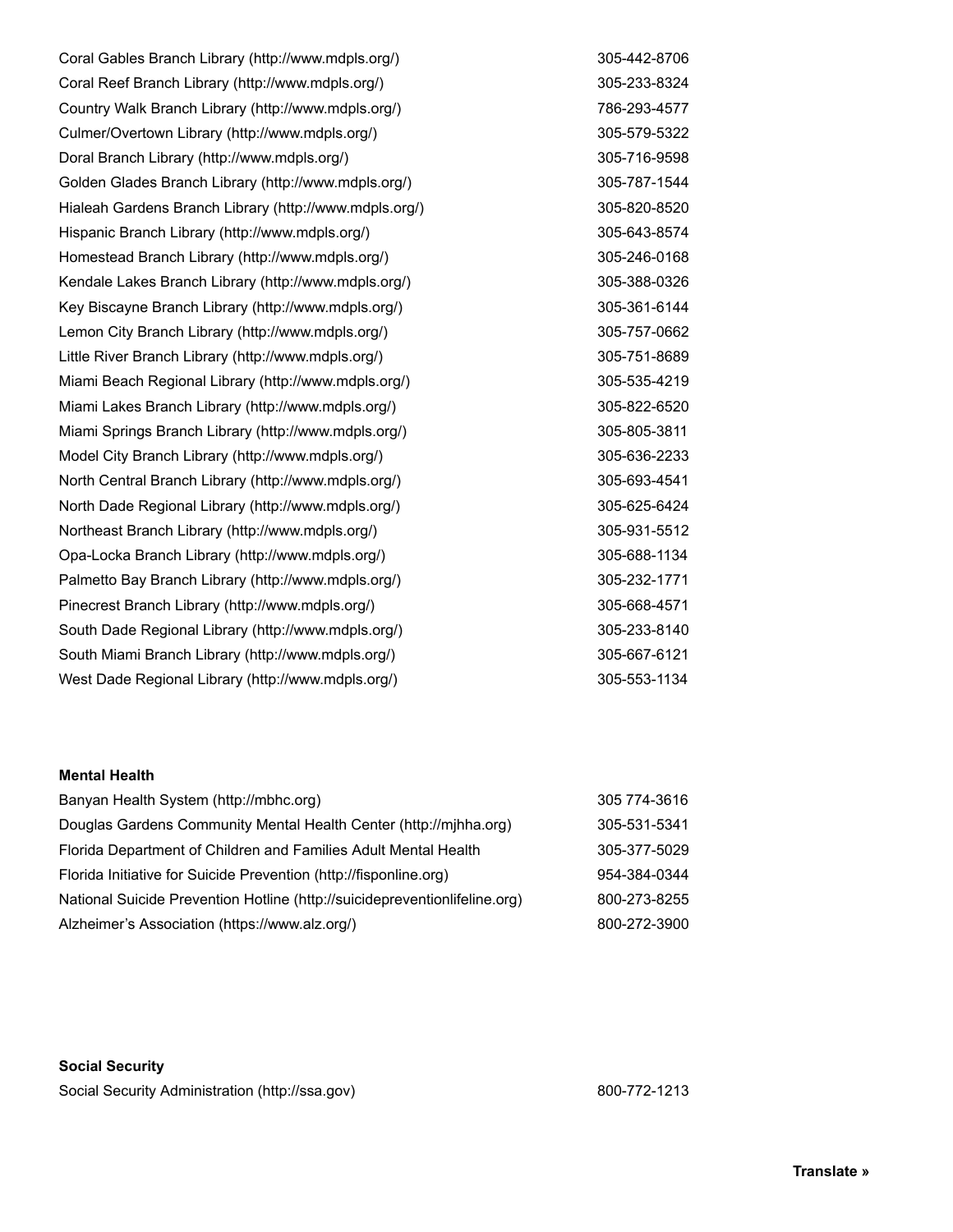| | |
|---|---|
| Coral Gables Branch Library (http://www.mdpls.org/) | 305-442-8706 |
| Coral Reef Branch Library (http://www.mdpls.org/) | 305-233-8324 |
| Country Walk Branch Library (http://www.mdpls.org/) | 786-293-4577 |
| Culmer/Overtown Library (http://www.mdpls.org/) | 305-579-5322 |
| Doral Branch Library (http://www.mdpls.org/) | 305-716-9598 |
| Golden Glades Branch Library (http://www.mdpls.org/) | 305-787-1544 |
| Hialeah Gardens Branch Library (http://www.mdpls.org/) | 305-820-8520 |
| Hispanic Branch Library (http://www.mdpls.org/) | 305-643-8574 |
| Homestead Branch Library (http://www.mdpls.org/) | 305-246-0168 |
| Kendale Lakes Branch Library (http://www.mdpls.org/) | 305-388-0326 |
| Key Biscayne Branch Library (http://www.mdpls.org/) | 305-361-6144 |
| Lemon City Branch Library (http://www.mdpls.org/) | 305-757-0662 |
| Little River Branch Library (http://www.mdpls.org/) | 305-751-8689 |
| Miami Beach Regional Library (http://www.mdpls.org/) | 305-535-4219 |
| Miami Lakes Branch Library (http://www.mdpls.org/) | 305-822-6520 |
| Miami Springs Branch Library (http://www.mdpls.org/) | 305-805-3811 |
| Model City Branch Library (http://www.mdpls.org/) | 305-636-2233 |
| North Central Branch Library (http://www.mdpls.org/) | 305-693-4541 |
| North Dade Regional Library (http://www.mdpls.org/) | 305-625-6424 |
| Northeast Branch Library (http://www.mdpls.org/) | 305-931-5512 |
| Opa-Locka Branch Library (http://www.mdpls.org/) | 305-688-1134 |
| Palmetto Bay Branch Library (http://www.mdpls.org/) | 305-232-1771 |
| Pinecrest Branch Library (http://www.mdpls.org/) | 305-668-4571 |
| South Dade Regional Library (http://www.mdpls.org/) | 305-233-8140 |
| South Miami Branch Library (http://www.mdpls.org/) | 305-667-6121 |
| West Dade Regional Library (http://www.mdpls.org/) | 305-553-1134 |

**Mental Health**

| | |
|---|---|
| Banyan Health System (http://mbhc.org) | 305 774-3616 |
| Douglas Gardens Community Mental Health Center (http://mjhha.org) | 305-531-5341 |
| Florida Department of Children and Families Adult Mental Health | 305-377-5029 |
| Florida Initiative for Suicide Prevention (http://fisponline.org) | 954-384-0344 |
| National Suicide Prevention Hotline (http://suicidepreventionlifeline.org) | 800-273-8255 |
| Alzheimer's Association (https://www.alz.org/) | 800-272-3900 |

**Social Security**

| | |
|---|---|
| Social Security Administration (http://ssa.gov) | 800-772-1213 |

**Translate »**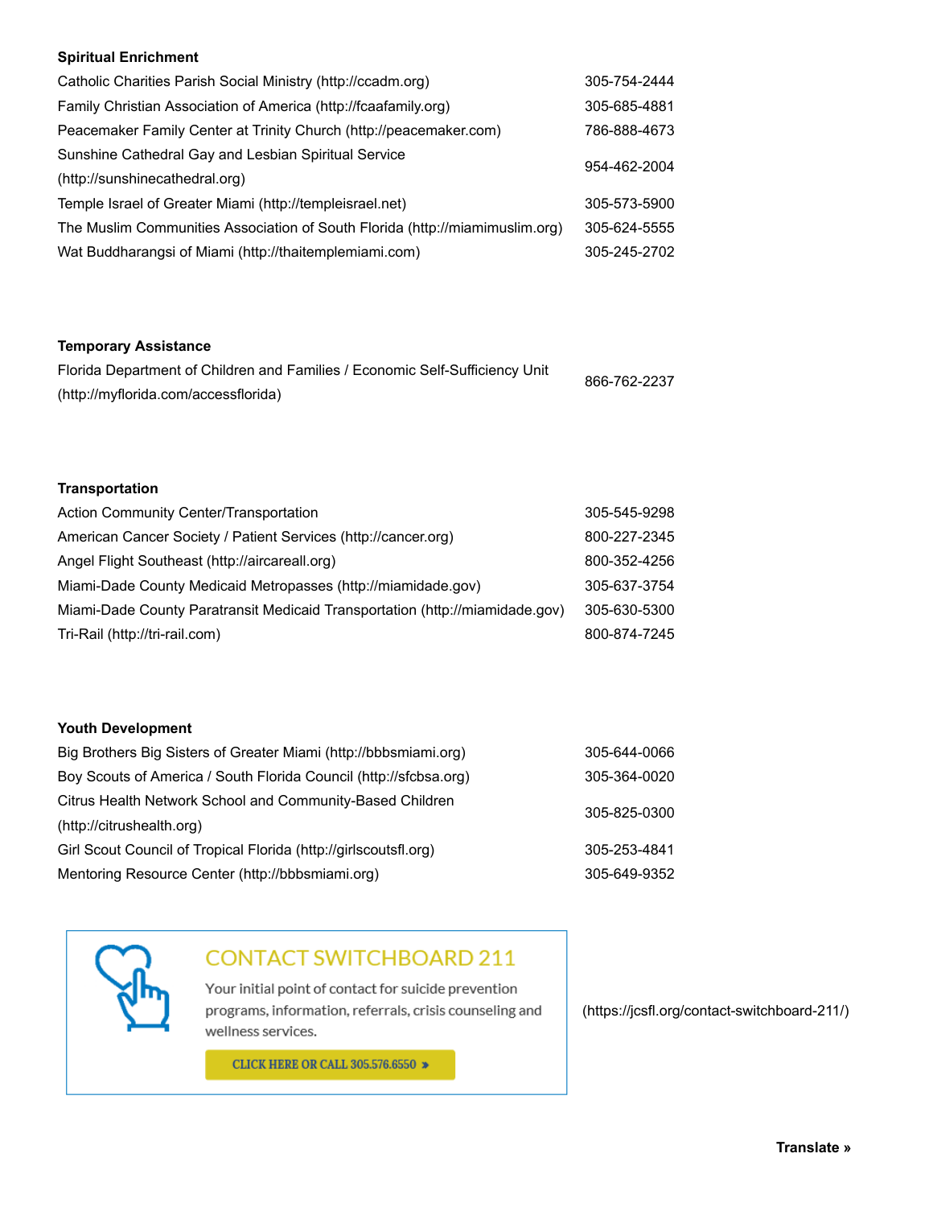**Spiritual Enrichment**

| | |
|---|---|
| Catholic Charities Parish Social Ministry (http://ccadm.org) | 305-754-2444 |
| Family Christian Association of America (http://fcaafamily.org) | 305-685-4881 |
| Peacemaker Family Center at Trinity Church (http://peacemaker.com) | 786-888-4673 |
| Sunshine Cathedral Gay and Lesbian Spiritual Service (http://sunshinecathedral.org) | 954-462-2004 |
| Temple Israel of Greater Miami (http://templeisrael.net) | 305-573-5900 |
| The Muslim Communities Association of South Florida (http://miamimuslim.org) | 305-624-5555 |
| Wat Buddharangsi of Miami (http://thaitemplemiami.com) | 305-245-2702 |

**Temporary Assistance**

| | |
|---|---|
| Florida Department of Children and Families / Economic Self-Sufficiency Unit (http://myflorida.com/accessflorida) | 866-762-2237 |

**Transportation**

| | |
|---|---|
| Action Community Center/Transportation | 305-545-9298 |
| American Cancer Society / Patient Services (http://cancer.org) | 800-227-2345 |
| Angel Flight Southeast (http://aircareall.org) | 800-352-4256 |
| Miami-Dade County Medicaid Metropasses (http://miamidade.gov) | 305-637-3754 |
| Miami-Dade County Paratransit Medicaid Transportation (http://miamidade.gov) | 305-630-5300 |
| Tri-Rail (http://tri-rail.com) | 800-874-7245 |

**Youth Development**

| | |
|---|---|
| Big Brothers Big Sisters of Greater Miami (http://bbbsmiami.org) | 305-644-0066 |
| Boy Scouts of America / South Florida Council (http://sfcbsa.org) | 305-364-0020 |
| Citrus Health Network School and Community-Based Children (http://citrushealth.org) | 305-825-0300 |
| Girl Scout Council of Tropical Florida (http://girlscoutsfl.org) | 305-253-4841 |
| Mentoring Resource Center (http://bbbsmiami.org) | 305-649-9352 |

CONTACT SWITCHBOARD 211

Your initial point of contact for suicide prevention programs, information, referrals, crisis counseling and wellness services.

CLICK HERE OR CALL 305.576.6550 »

(https://jcsfl.org/contact-switchboard-211/)

**Translate »**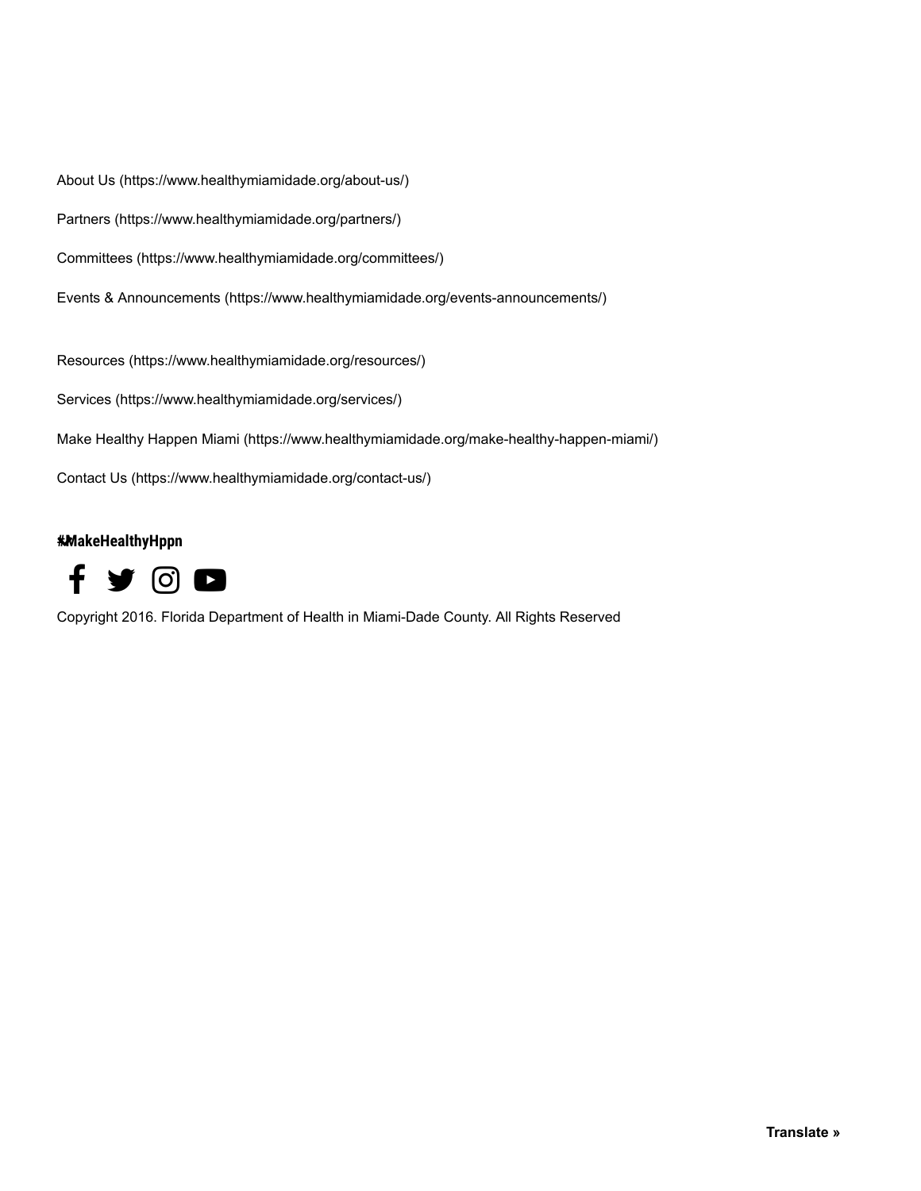About Us (https://www.healthymiamidade.org/about-us/)

Partners (https://www.healthymiamidade.org/partners/)

Committees (https://www.healthymiamidade.org/committees/)

Events & Announcements (https://www.healthymiamidade.org/events-announcements/)

Resources (https://www.healthymiamidade.org/resources/)

Services (https://www.healthymiamidade.org/services/)

Make Healthy Happen Miami (https://www.healthymiamidade.org/make-healthy-happen-miami/)

Contact Us (https://www.healthymiamidade.org/contact-us/)

**#MakeHealthyHppn**

Copyright 2016. Florida Department of Health in Miami-Dade County. All Rights Reserved

**Translate »**